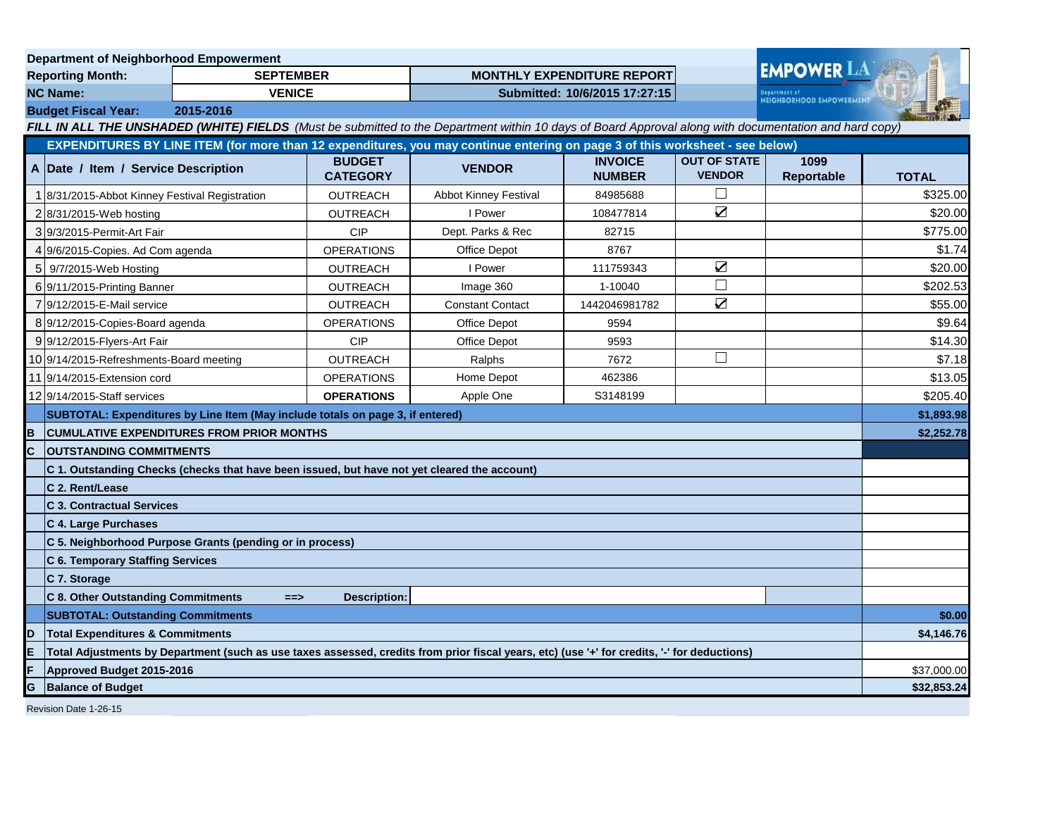**Department of Neighborhood Empowerment**

| | | | |
|---|---|---|---|
| **Reporting Month:** | **SEPTEMBER** | **MONTHLY EXPENDITURE REPORT** | |
| **NC Name:** | **VENICE** | **Submitted: 10/6/2015 17:27:15** | |
| **Budget Fiscal Year:** | **2015-2016** | | |

***FILL IN ALL THE UNSHADED (WHITE) FIELDS*** *(Must be submitted to the Department within 10 days of Board Approval along with documentation and hard copy)*

**EXPENDITURES BY LINE ITEM (for more than 12 expenditures, you may continue entering on page 3 of this worksheet - see below)**

| A | Date / Item / Service Description | BUDGET CATEGORY | VENDOR | INVOICE NUMBER | OUT OF STATE VENDOR | 1099 Reportable | TOTAL |
|---|---|---|---|---|---|---|---|
| 1 | 8/31/2015-Abbot Kinney Festival Registration | OUTREACH | Abbot Kinney Festival | 84985688 | ☐ | | $325.00 |
| 2 | 8/31/2015-Web hosting | OUTREACH | I Power | 108477814 | ☑ | | $20.00 |
| 3 | 9/3/2015-Permit-Art Fair | CIP | Dept. Parks & Rec | 82715 | | | $775.00 |
| 4 | 9/6/2015-Copies. Ad Com agenda | OPERATIONS | Office Depot | 8767 | | | $1.74 |
| 5 | 9/7/2015-Web Hosting | OUTREACH | I Power | 111759343 | ☑ | | $20.00 |
| 6 | 9/11/2015-Printing Banner | OUTREACH | Image 360 | 1-10040 | ☐ | | $202.53 |
| 7 | 9/12/2015-E-Mail service | OUTREACH | Constant Contact | 1442046981782 | ☑ | | $55.00 |
| 8 | 9/12/2015-Copies-Board agenda | OPERATIONS | Office Depot | 9594 | | | $9.64 |
| 9 | 9/12/2015-Flyers-Art Fair | CIP | Office Depot | 9593 | | | $14.30 |
| 10 | 9/14/2015-Refreshments-Board meeting | OUTREACH | Ralphs | 7672 | ☐ | | $7.18 |
| 11 | 9/14/2015-Extension cord | OPERATIONS | Home Depot | 462386 | | | $13.05 |
| 12 | 9/14/2015-Staff services | **OPERATIONS** | Apple One | S3148199 | | | $205.40 |
| | **SUBTOTAL: Expenditures by Line Item (May include totals on page 3, if entered)** | | | | | | **$1,893.98** |
| **B** | **CUMULATIVE EXPENDITURES FROM PRIOR MONTHS** | | | | | | **$2,252.78** |
| **C** | **OUTSTANDING COMMITMENTS** | | | | | | |
| | **C 1. Outstanding Checks (checks that have been issued, but have not yet cleared the account)** | | | | | | |
| | **C 2. Rent/Lease** | | | | | | |
| | **C 3. Contractual Services** | | | | | | |
| | **C 4. Large Purchases** | | | | | | |
| | **C 5. Neighborhood Purpose Grants (pending or in process)** | | | | | | |
| | **C 6. Temporary Staffing Services** | | | | | | |
| | **C 7. Storage** | | | | | | |
| | **C 8. Other Outstanding Commitments ==>** | **Description:** | | | | | |
| | **SUBTOTAL: Outstanding Commitments** | | | | | | **$0.00** |
| **D** | **Total Expenditures & Commitments** | | | | | | **$4,146.76** |
| **E** | **Total Adjustments by Department (such as use taxes assessed, credits from prior fiscal years, etc) (use '+' for credits, '-' for deductions)** | | | | | | |
| **F** | **Approved Budget 2015-2016** | | | | | | $37,000.00 |
| **G** | **Balance of Budget** | | | | | | **$32,853.24** |

Revision Date 1-26-15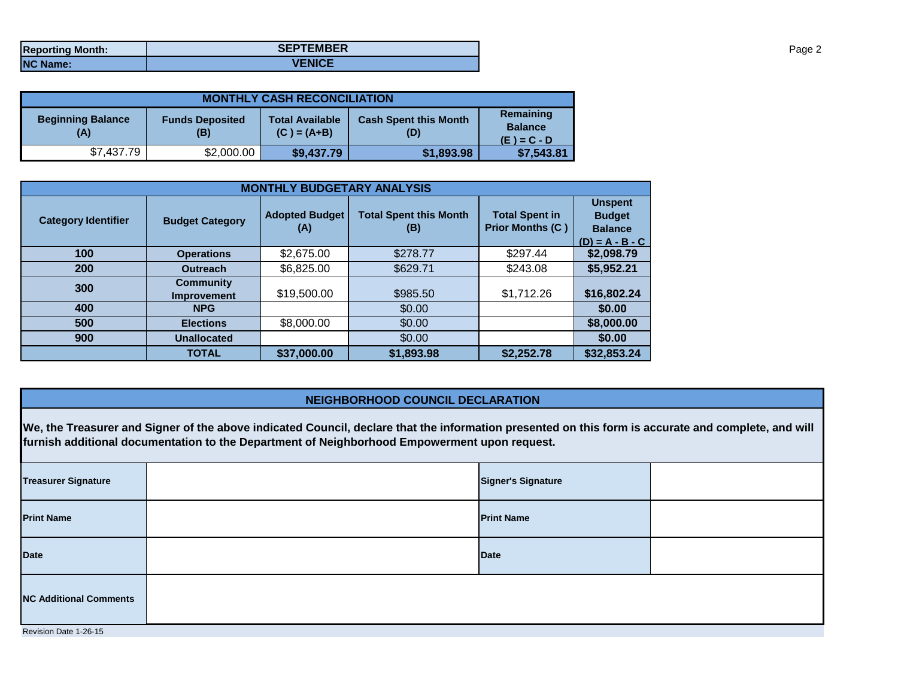| Reporting Month: | SEPTEMBER |
|---|---|
| NC Name: | VENICE |

| MONTHLY CASH RECONCILIATION | | | | |
|---|---|---|---|---|
| Beginning Balance (A) | Funds Deposited (B) | Total Available (C) = (A+B) | Cash Spent this Month (D) | Remaining Balance (E) = C - D |
| $7,437.79 | $2,000.00 | $9,437.79 | $1,893.98 | $7,543.81 |

| MONTHLY BUDGETARY ANALYSIS | | | | | |
|---|---|---|---|---|---|
| Category Identifier | Budget Category | Adopted Budget (A) | Total Spent this Month (B) | Total Spent in Prior Months (C) | Unspent Budget Balance (D) = A - B - C |
| 100 | Operations | $2,675.00 | $278.77 | $297.44 | $2,098.79 |
| 200 | Outreach | $6,825.00 | $629.71 | $243.08 | $5,952.21 |
| 300 | Community Improvement | $19,500.00 | $985.50 | $1,712.26 | $16,802.24 |
| 400 | NPG | | $0.00 | | $0.00 |
| 500 | Elections | $8,000.00 | $0.00 | | $8,000.00 |
| 900 | Unallocated | | $0.00 | | $0.00 |
| | TOTAL | $37,000.00 | $1,893.98 | $2,252.78 | $32,853.24 |

## NEIGHBORHOOD COUNCIL DECLARATION

**We, the Treasurer and Signer of the above indicated Council, declare that the information presented on this form is accurate and complete, and will furnish additional documentation to the Department of Neighborhood Empowerment upon request.**

| Treasurer Signature | | Signer's Signature | |
|---|---|---|---|
| Print Name | | Print Name | |
| Date | | Date | |
| NC Additional Comments | | | |

Revision Date 1-26-15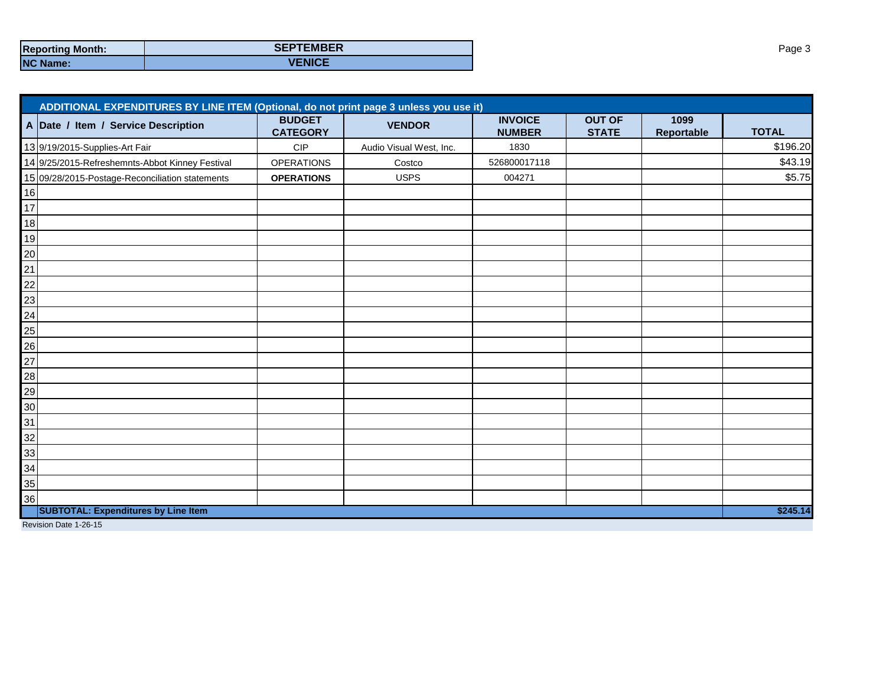| | |
|---|---|
| **Reporting Month:** | **SEPTEMBER** |
| **NC Name:** | **VENICE** |

**ADDITIONAL EXPENDITURES BY LINE ITEM (Optional, do not print page 3 unless you use it)**

| A | Date / Item / Service Description | BUDGET CATEGORY | VENDOR | INVOICE NUMBER | OUT OF STATE | 1099 Reportable | TOTAL |
|---|---|---|---|---|---|---|---|
| 13 | 9/19/2015-Supplies-Art Fair | CIP | Audio Visual West, Inc. | 1830 | | | $196.20 |
| 14 | 9/25/2015-Refreshemnts-Abbot Kinney Festival | OPERATIONS | Costco | 526800017118 | | | $43.19 |
| 15 | 09/28/2015-Postage-Reconciliation statements | **OPERATIONS** | USPS | 004271 | | | $5.75 |
| 16 | | | | | | | |
| 17 | | | | | | | |
| 18 | | | | | | | |
| 19 | | | | | | | |
| 20 | | | | | | | |
| 21 | | | | | | | |
| 22 | | | | | | | |
| 23 | | | | | | | |
| 24 | | | | | | | |
| 25 | | | | | | | |
| 26 | | | | | | | |
| 27 | | | | | | | |
| 28 | | | | | | | |
| 29 | | | | | | | |
| 30 | | | | | | | |
| 31 | | | | | | | |
| 32 | | | | | | | |
| 33 | | | | | | | |
| 34 | | | | | | | |
| 35 | | | | | | | |
| 36 | | | | | | | |
| | **SUBTOTAL: Expenditures by Line Item** | | | | | | **$245.14** |

Revision Date 1-26-15